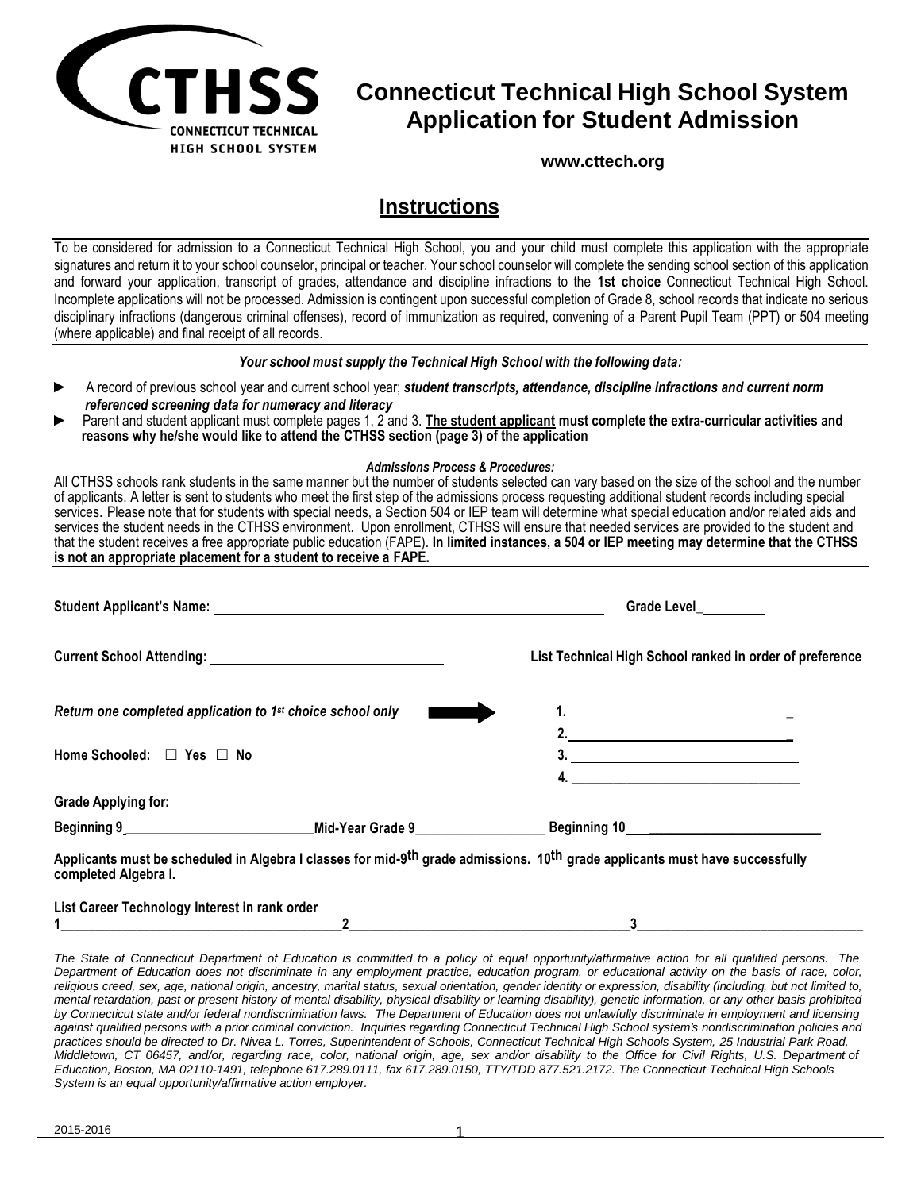**CTHSS**
CONNECTICUT TECHNICAL HIGH SCHOOL SYSTEM

# Connecticut Technical High School System Application for Student Admission

**www.cttech.org**

## Instructions

To be considered for admission to a Connecticut Technical High School, you and your child must complete this application with the appropriate signatures and return it to your school counselor, principal or teacher. Your school counselor will complete the sending school section of this application and forward your application, transcript of grades, attendance and discipline infractions to the **1st choice** Connecticut Technical High School. Incomplete applications will not be processed. Admission is contingent upon successful completion of Grade 8, school records that indicate no serious disciplinary infractions (dangerous criminal offenses), record of immunization as required, convening of a Parent Pupil Team (PPT) or 504 meeting (where applicable) and final receipt of all records.

***Your school must supply the Technical High School with the following data:***

- A record of previous school year and current school year; ***student transcripts, attendance, discipline infractions and current norm referenced screening data for numeracy and literacy***
- Parent and student applicant must complete pages 1, 2 and 3. **The student applicant must complete the extra-curricular activities and reasons why he/she would like to attend the CTHSS section (page 3) of the application**

***Admissions Process & Procedures:***

All CTHSS schools rank students in the same manner but the number of students selected can vary based on the size of the school and the number of applicants. A letter is sent to students who meet the first step of the admissions process requesting additional student records including special services. Please note that for students with special needs, a Section 504 or IEP team will determine what special education and/or related aids and services the student needs in the CTHSS environment. Upon enrollment, CTHSS will ensure that needed services are provided to the student and that the student receives a free appropriate public education (FAPE). **In limited instances, a 504 or IEP meeting may determine that the CTHSS is not an appropriate placement for a student to receive a FAPE.**

**Student Applicant's Name:** ______________________ **Grade Level**________

**Current School Attending:** ______________________

**List Technical High School ranked in order of preference**

*Return one completed application to 1st choice school only* ➡

1. ______________________
2. ______________________
3. ______________________
4. ______________________

**Home Schooled:** ☐ **Yes** ☐ **No**

**Grade Applying for:**

**Beginning 9**__________ **Mid-Year Grade 9**__________ **Beginning 10**__________

**Applicants must be scheduled in Algebra I classes for mid-9th grade admissions. 10th grade applicants must have successfully completed Algebra I.**

**List Career Technology Interest in rank order**

**1**__________ **2**__________ **3**__________

*The State of Connecticut Department of Education is committed to a policy of equal opportunity/affirmative action for all qualified persons. The Department of Education does not discriminate in any employment practice, education program, or educational activity on the basis of race, color, religious creed, sex, age, national origin, ancestry, marital status, sexual orientation, gender identity or expression, disability (including, but not limited to, mental retardation, past or present history of mental disability, physical disability or learning disability), genetic information, or any other basis prohibited by Connecticut state and/or federal nondiscrimination laws. The Department of Education does not unlawfully discriminate in employment and licensing against qualified persons with a prior criminal conviction. Inquiries regarding Connecticut Technical High School system's nondiscrimination policies and practices should be directed to Dr. Nivea L. Torres, Superintendent of Schools, Connecticut Technical High Schools System, 25 Industrial Park Road, Middletown, CT 06457, and/or, regarding race, color, national origin, age, sex and/or disability to the Office for Civil Rights, U.S. Department of Education, Boston, MA 02110-1491, telephone 617.289.0111, fax 617.289.0150, TTY/TDD 877.521.2172. The Connecticut Technical High Schools System is an equal opportunity/affirmative action employer.*

2015-2016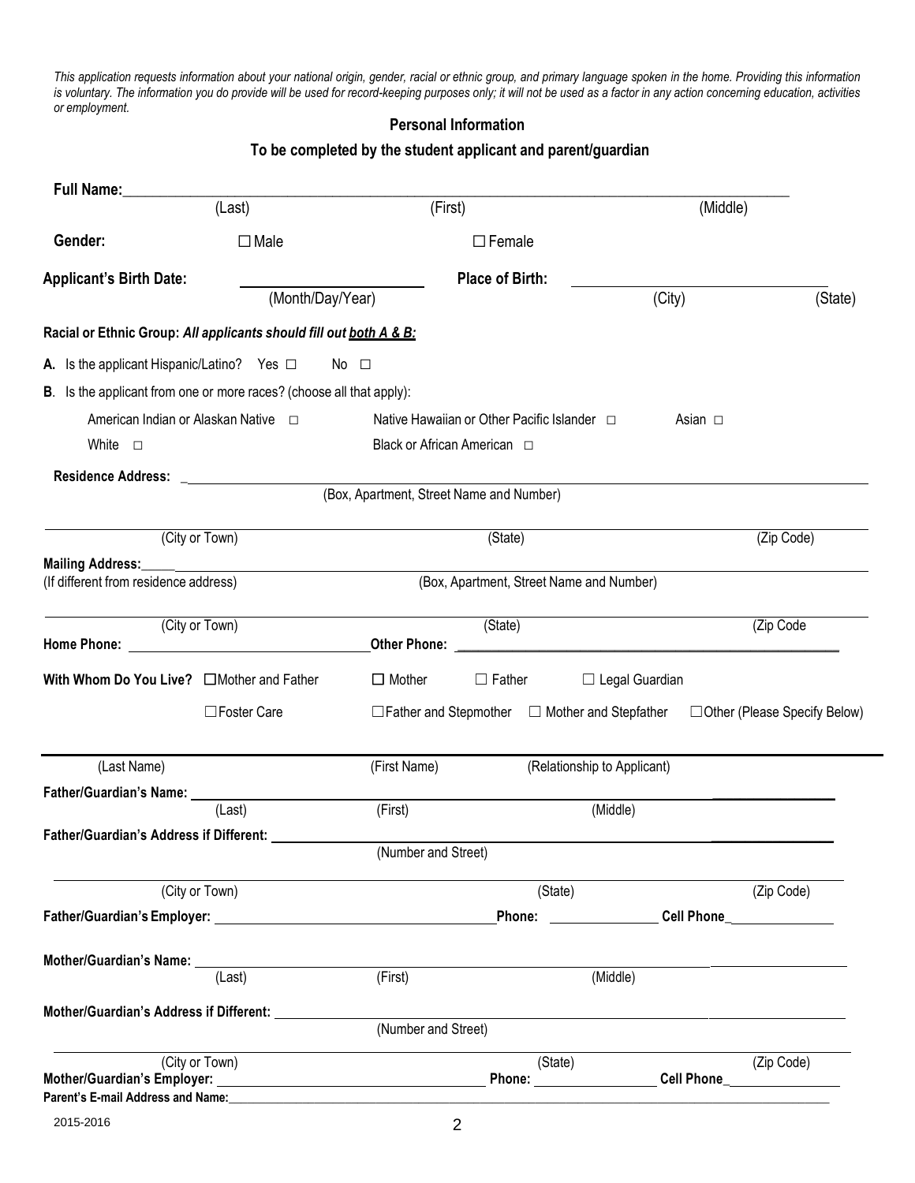*This application requests information about your national origin, gender, racial or ethnic group, and primary language spoken in the home. Providing this information is voluntary. The information you do provide will be used for record-keeping purposes only; it will not be used as a factor in any action concerning education, activities or employment.*

## Personal Information

### To be completed by the student applicant and parent/guardian

**Full Name:** ______________________________________________________________
(Last) (First) (Middle)

**Gender:** ☐ Male ☐ Female

**Applicant's Birth Date:** ____________________ (Month/Day/Year) **Place of Birth:** ____________________ (City) (State)

**Racial or Ethnic Group:** ***All applicants should fill out both A & B:***

**A.** Is the applicant Hispanic/Latino? Yes ☐ No ☐

**B**. Is the applicant from one or more races? (choose all that apply):

American Indian or Alaskan Native ☐ Native Hawaiian or Other Pacific Islander ☐ Asian ☐

White ☐ Black or African American ☐

**Residence Address:** ______________________________________________________________
(Box, Apartment, Street Name and Number)

______________________________________________________________
(City or Town) (State) (Zip Code)

**Mailing Address:** ______________________________________________________________
(If different from residence address) (Box, Apartment, Street Name and Number)

______________________________________________________________
(City or Town) (State) (Zip Code

**Home Phone:** ____________________ **Other Phone:** ____________________

**With Whom Do You Live?** ☐ Mother and Father ☐ Mother ☐ Father ☐ Legal Guardian

☐ Foster Care ☐ Father and Stepmother ☐ Mother and Stepfather ☐ Other (Please Specify Below)

______________________________________________________________
(Last Name) (First Name) (Relationship to Applicant)

**Father/Guardian's Name:** ______________________________________________________________
(Last) (First) (Middle)

**Father/Guardian's Address if Different:** ______________________________________________________________
(Number and Street)

______________________________________________________________
(City or Town) (State) (Zip Code)

**Father/Guardian's Employer:** ____________________ **Phone:** ____________________ **Cell Phone** ____________________

**Mother/Guardian's Name:** ______________________________________________________________
(Last) (First) (Middle)

**Mother/Guardian's Address if Different:** ______________________________________________________________
(Number and Street)

______________________________________________________________
(City or Town) (State) (Zip Code)

**Mother/Guardian's Employer:** ____________________ **Phone:** ____________________ **Cell Phone** ____________________

**Parent's E-mail Address and Name:** ______________________________________________________________

2015-2016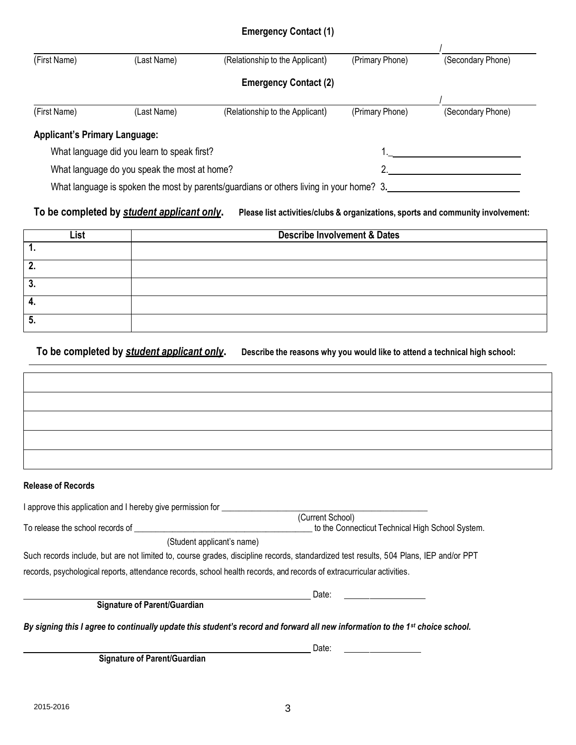**Emergency Contact (1)**

| (First Name) | (Last Name) | (Relationship to the Applicant) | (Primary Phone) / | (Secondary Phone) |
|---|---|---|---|---|

**Emergency Contact (2)**

| (First Name) | (Last Name) | (Relationship to the Applicant) | (Primary Phone) / | (Secondary Phone) |
|---|---|---|---|---|

**Applicant's Primary Language:**

What language did you learn to speak first? 1.________________________

What language do you speak the most at home? 2.________________________

What language is spoken the most by parents/guardians or others living in your home? 3.________________________

**To be completed by *student applicant only*. Please list activities/clubs & organizations, sports and community involvement:**

| List | Describe Involvement & Dates |
|---|---|
| 1. | |
| 2. | |
| 3. | |
| 4. | |
| 5. | |

**To be completed by *student applicant only*. Describe the reasons why you would like to attend a technical high school:**

| |
|---|
| |
| |
| |
| |
| |

**Release of Records**

I approve this application and I hereby give permission for ______________________________________________
(Current School)

To release the school records of __________________________________________ to the Connecticut Technical High School System.
(Student applicant's name)

Such records include, but are not limited to, course grades, discipline records, standardized test results, 504 Plans, IEP and/or PPT records, psychological reports, attendance records, school health records, and records of extracurricular activities.

______________________________________________ Date: ________________
**Signature of Parent/Guardian**

***By signing this I agree to continually update this student's record and forward all new information to the 1st choice school.***

______________________________________________ Date: ________________
**Signature of Parent/Guardian**

2015-2016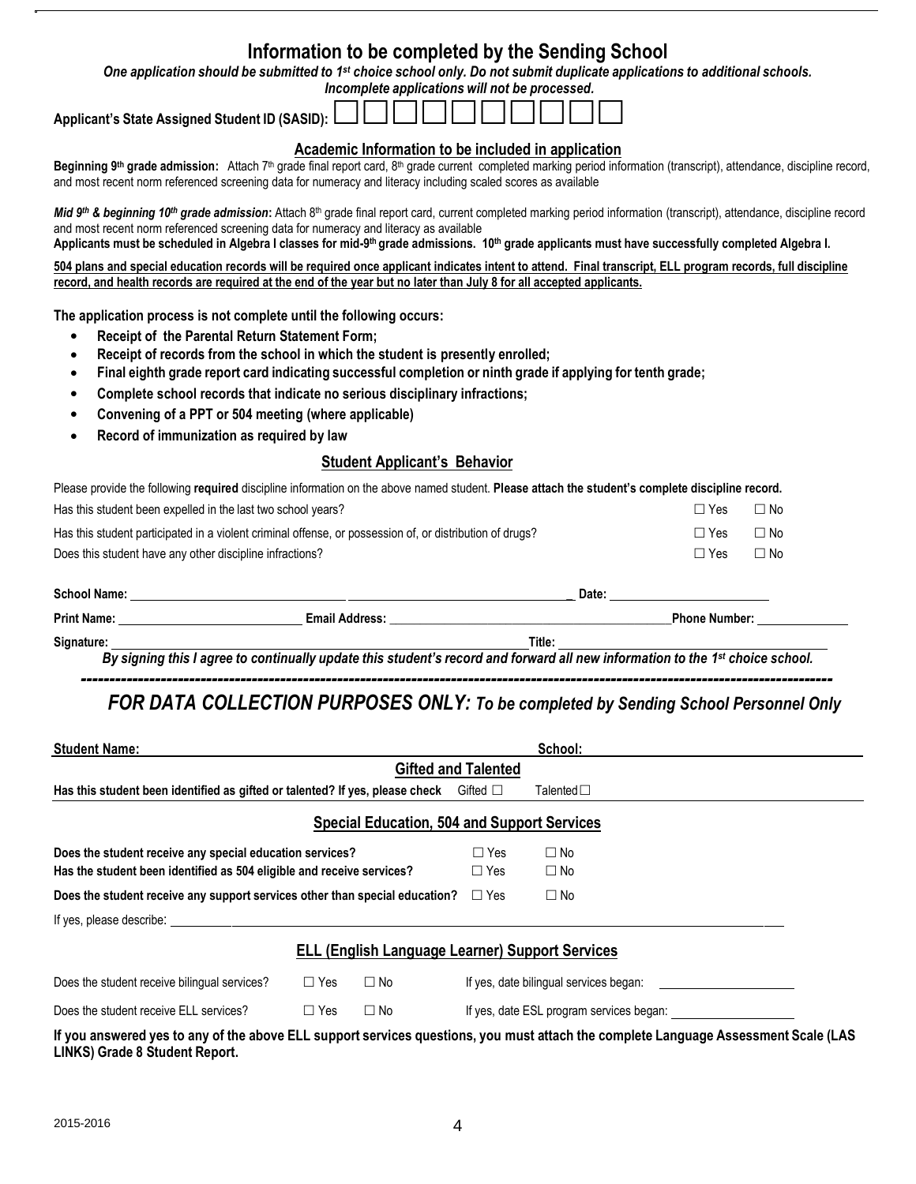# Information to be completed by the Sending School

***One application should be submitted to 1st choice school only. Do not submit duplicate applications to additional schools. Incomplete applications will not be processed.***

**Applicant's State Assigned Student ID (SASID):** ☐☐☐☐☐☐☐☐☐☐

## Academic Information to be included in application

**Beginning 9th grade admission:** Attach 7th grade final report card, 8th grade current completed marking period information (transcript), attendance, discipline record, and most recent norm referenced screening data for numeracy and literacy including scaled scores as available

***Mid 9th & beginning 10th grade admission*:** Attach 8th grade final report card, current completed marking period information (transcript), attendance, discipline record and most recent norm referenced screening data for numeracy and literacy as available
**Applicants must be scheduled in Algebra I classes for mid-9th grade admissions. 10th grade applicants must have successfully completed Algebra I.**

**504 plans and special education records will be required once applicant indicates intent to attend. Final transcript, ELL program records, full discipline record, and health records are required at the end of the year but no later than July 8 for all accepted applicants.**

**The application process is not complete until the following occurs:**

- **Receipt of the Parental Return Statement Form;**
- **Receipt of records from the school in which the student is presently enrolled;**
- **Final eighth grade report card indicating successful completion or ninth grade if applying for tenth grade;**
- **Complete school records that indicate no serious disciplinary infractions;**
- **Convening of a PPT or 504 meeting (where applicable)**
- **Record of immunization as required by law**

## Student Applicant's Behavior

Please provide the following **required** discipline information on the above named student. **Please attach the student's complete discipline record.**

| | | |
|---|---|---|
| Has this student been expelled in the last two school years? | ☐ Yes | ☐ No |
| Has this student participated in a violent criminal offense, or possession of, or distribution of drugs? | ☐ Yes | ☐ No |
| Does this student have any other discipline infractions? | ☐ Yes | ☐ No |

**School Name:** ______________________________ **Date:** ____________________

**Print Name:** ____________________ **Email Address:** ______________________________ **Phone Number:** ____________

**Signature:** ______________________________ **Title:** ____________________

***By signing this I agree to continually update this student's record and forward all new information to the 1st choice school.***

---

## *FOR DATA COLLECTION PURPOSES ONLY: To be completed by Sending School Personnel Only*

**Student Name:** ______________________________ **School:** ______________________________

### Gifted and Talented

**Has this student been identified as gifted or talented? If yes, please check** Gifted ☐ Talented ☐

### Special Education, 504 and Support Services

| | | |
|---|---|---|
| **Does the student receive any special education services?** | ☐ Yes | ☐ No |
| **Has the student been identified as 504 eligible and receive services?** | ☐ Yes | ☐ No |
| **Does the student receive any support services other than special education?** | ☐ Yes | ☐ No |

If yes, please describe: ______________________________

### ELL (English Language Learner) Support Services

| | | | |
|---|---|---|---|
| Does the student receive bilingual services? | ☐ Yes | ☐ No | If yes, date bilingual services began: ____________ |
| Does the student receive ELL services? | ☐ Yes | ☐ No | If yes, date ESL program services began: ____________ |

**If you answered yes to any of the above ELL support services questions, you must attach the complete Language Assessment Scale (LAS LINKS) Grade 8 Student Report.**

2015-2016